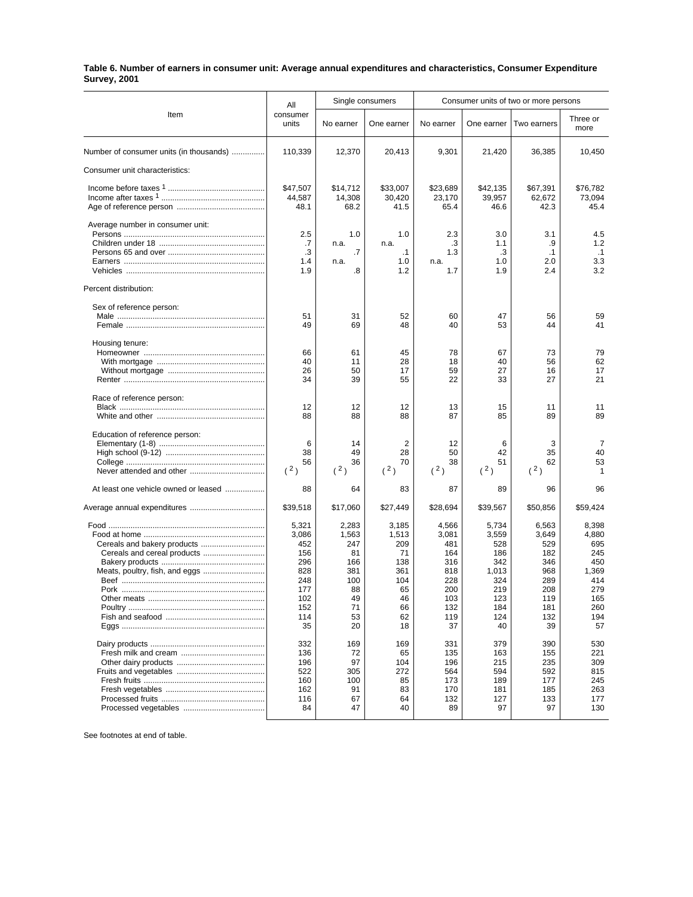**Table 6. Number of earners in consumer unit: Average annual expenditures and characteristics, Consumer Expenditure Survey, 2001**

| Item | All consumer units | Single consumers | | Consumer units of two or more persons | | | |
|---|---|---|---|---|---|---|---|
| | | No earner | One earner | No earner | One earner | Two earners | Three or more |
| Number of consumer units (in thousands) | 110,339 | 12,370 | 20,413 | 9,301 | 21,420 | 36,385 | 10,450 |
| Consumer unit characteristics: | | | | | | | |
| Income before taxes [1] | $47,507 | $14,712 | $33,007 | $23,689 | $42,135 | $67,391 | $76,782 |
| Income after taxes [1] | 44,587 | 14,308 | 30,420 | 23,170 | 39,957 | 62,672 | 73,094 |
| Age of reference person | 48.1 | 68.2 | 41.5 | 65.4 | 46.6 | 42.3 | 45.4 |
| Average number in consumer unit: | | | | | | | |
| Persons | 2.5 | 1.0 | 1.0 | 2.3 | 3.0 | 3.1 | 4.5 |
| Children under 18 | .7 | n.a. | n.a. | .3 | 1.1 | .9 | 1.2 |
| Persons 65 and over | .3 | .7 | .1 | 1.3 | .3 | .1 | .1 |
| Earners | 1.4 | n.a. | 1.0 | n.a. | 1.0 | 2.0 | 3.3 |
| Vehicles | 1.9 | .8 | 1.2 | 1.7 | 1.9 | 2.4 | 3.2 |
| Percent distribution: | | | | | | | |
| Sex of reference person: | | | | | | | |
| Male | 51 | 31 | 52 | 60 | 47 | 56 | 59 |
| Female | 49 | 69 | 48 | 40 | 53 | 44 | 41 |
| Housing tenure: | | | | | | | |
| Homeowner | 66 | 61 | 45 | 78 | 67 | 73 | 79 |
| With mortgage | 40 | 11 | 28 | 18 | 40 | 56 | 62 |
| Without mortgage | 26 | 50 | 17 | 59 | 27 | 16 | 17 |
| Renter | 34 | 39 | 55 | 22 | 33 | 27 | 21 |
| Race of reference person: | | | | | | | |
| Black | 12 | 12 | 12 | 13 | 15 | 11 | 11 |
| White and other | 88 | 88 | 88 | 87 | 85 | 89 | 89 |
| Education of reference person: | | | | | | | |
| Elementary (1-8) | 6 | 14 | 2 | 12 | 6 | 3 | 7 |
| High school (9-12) | 38 | 49 | 28 | 50 | 42 | 35 | 40 |
| College | 56 | 36 | 70 | 38 | 51 | 62 | 53 |
| Never attended and other | ([2]) | ([2]) | ([2]) | ([2]) | ([2]) | ([2]) | 1 |
| At least one vehicle owned or leased | 88 | 64 | 83 | 87 | 89 | 96 | 96 |
| Average annual expenditures | $39,518 | $17,060 | $27,449 | $28,694 | $39,567 | $50,856 | $59,424 |
| Food | 5,321 | 2,283 | 3,185 | 4,566 | 5,734 | 6,563 | 8,398 |
| Food at home | 3,086 | 1,563 | 1,513 | 3,081 | 3,559 | 3,649 | 4,880 |
| Cereals and bakery products | 452 | 247 | 209 | 481 | 528 | 529 | 695 |
| Cereals and cereal products | 156 | 81 | 71 | 164 | 186 | 182 | 245 |
| Bakery products | 296 | 166 | 138 | 316 | 342 | 346 | 450 |
| Meats, poultry, fish, and eggs | 828 | 381 | 361 | 818 | 1,013 | 968 | 1,369 |
| Beef | 248 | 100 | 104 | 228 | 324 | 289 | 414 |
| Pork | 177 | 88 | 65 | 200 | 219 | 208 | 279 |
| Other meats | 102 | 49 | 46 | 103 | 123 | 119 | 165 |
| Poultry | 152 | 71 | 66 | 132 | 184 | 181 | 260 |
| Fish and seafood | 114 | 53 | 62 | 119 | 124 | 132 | 194 |
| Eggs | 35 | 20 | 18 | 37 | 40 | 39 | 57 |
| Dairy products | 332 | 169 | 169 | 331 | 379 | 390 | 530 |
| Fresh milk and cream | 136 | 72 | 65 | 135 | 163 | 155 | 221 |
| Other dairy products | 196 | 97 | 104 | 196 | 215 | 235 | 309 |
| Fruits and vegetables | 522 | 305 | 272 | 564 | 594 | 592 | 815 |
| Fresh fruits | 160 | 100 | 85 | 173 | 189 | 177 | 245 |
| Fresh vegetables | 162 | 91 | 83 | 170 | 181 | 185 | 263 |
| Processed fruits | 116 | 67 | 64 | 132 | 127 | 133 | 177 |
| Processed vegetables | 84 | 47 | 40 | 89 | 97 | 97 | 130 |

See footnotes at end of table.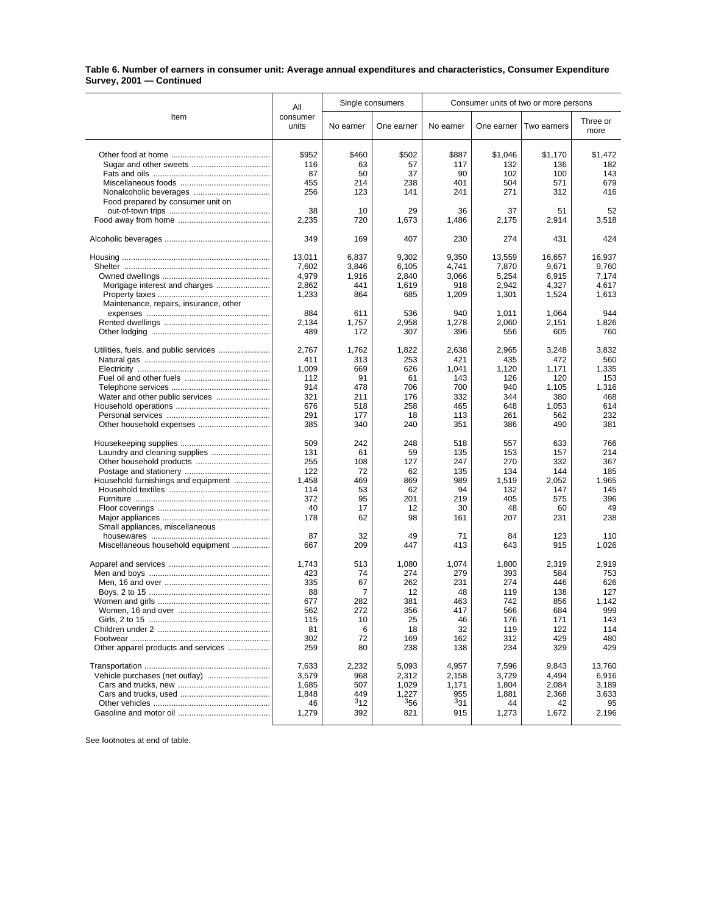**Table 6. Number of earners in consumer unit: Average annual expenditures and characteristics, Consumer Expenditure Survey, 2001 — Continued**

| Item | All consumer units | Single consumers | | Consumer units of two or more persons | | | |
|---|---|---|---|---|---|---|---|
| | | No earner | One earner | No earner | One earner | Two earners | Three or more |
| Other food at home | $952 | $460 | $502 | $887 | $1,046 | $1,170 | $1,472 |
| Sugar and other sweets | 116 | 63 | 57 | 117 | 132 | 136 | 182 |
| Fats and oils | 87 | 50 | 37 | 90 | 102 | 100 | 143 |
| Miscellaneous foods | 455 | 214 | 238 | 401 | 504 | 571 | 679 |
| Nonalcoholic beverages | 256 | 123 | 141 | 241 | 271 | 312 | 416 |
| Food prepared by consumer unit on out-of-town trips | 38 | 10 | 29 | 36 | 37 | 51 | 52 |
| Food away from home | 2,235 | 720 | 1,673 | 1,486 | 2,175 | 2,914 | 3,518 |
| Alcoholic beverages | 349 | 169 | 407 | 230 | 274 | 431 | 424 |
| Housing | 13,011 | 6,837 | 9,302 | 9,350 | 13,559 | 16,657 | 16,937 |
| Shelter | 7,602 | 3,846 | 6,105 | 4,741 | 7,870 | 9,671 | 9,760 |
| Owned dwellings | 4,979 | 1,916 | 2,840 | 3,066 | 5,254 | 6,915 | 7,174 |
| Mortgage interest and charges | 2,862 | 441 | 1,619 | 918 | 2,942 | 4,327 | 4,617 |
| Property taxes | 1,233 | 864 | 685 | 1,209 | 1,301 | 1,524 | 1,613 |
| Maintenance, repairs, insurance, other expenses | 884 | 611 | 536 | 940 | 1,011 | 1,064 | 944 |
| Rented dwellings | 2,134 | 1,757 | 2,958 | 1,278 | 2,060 | 2,151 | 1,826 |
| Other lodging | 489 | 172 | 307 | 396 | 556 | 605 | 760 |
| Utilities, fuels, and public services | 2,767 | 1,762 | 1,822 | 2,638 | 2,965 | 3,248 | 3,832 |
| Natural gas | 411 | 313 | 253 | 421 | 435 | 472 | 560 |
| Electricity | 1,009 | 669 | 626 | 1,041 | 1,120 | 1,171 | 1,335 |
| Fuel oil and other fuels | 112 | 91 | 61 | 143 | 126 | 120 | 153 |
| Telephone services | 914 | 478 | 706 | 700 | 940 | 1,105 | 1,316 |
| Water and other public services | 321 | 211 | 176 | 332 | 344 | 380 | 468 |
| Household operations | 676 | 518 | 258 | 465 | 648 | 1,053 | 614 |
| Personal services | 291 | 177 | 18 | 113 | 261 | 562 | 232 |
| Other household expenses | 385 | 340 | 240 | 351 | 386 | 490 | 381 |
| Housekeeping supplies | 509 | 242 | 248 | 518 | 557 | 633 | 766 |
| Laundry and cleaning supplies | 131 | 61 | 59 | 135 | 153 | 157 | 214 |
| Other household products | 255 | 108 | 127 | 247 | 270 | 332 | 367 |
| Postage and stationery | 122 | 72 | 62 | 135 | 134 | 144 | 185 |
| Household furnishings and equipment | 1,458 | 469 | 869 | 989 | 1,519 | 2,052 | 1,965 |
| Household textiles | 114 | 53 | 62 | 94 | 132 | 147 | 145 |
| Furniture | 372 | 95 | 201 | 219 | 405 | 575 | 396 |
| Floor coverings | 40 | 17 | 12 | 30 | 48 | 60 | 49 |
| Major appliances | 178 | 62 | 98 | 161 | 207 | 231 | 238 |
| Small appliances, miscellaneous housewares | 87 | 32 | 49 | 71 | 84 | 123 | 110 |
| Miscellaneous household equipment | 667 | 209 | 447 | 413 | 643 | 915 | 1,026 |
| Apparel and services | 1,743 | 513 | 1,080 | 1,074 | 1,800 | 2,319 | 2,919 |
| Men and boys | 423 | 74 | 274 | 279 | 393 | 584 | 753 |
| Men, 16 and over | 335 | 67 | 262 | 231 | 274 | 446 | 626 |
| Boys, 2 to 15 | 88 | 7 | 12 | 48 | 119 | 138 | 127 |
| Women and girls | 677 | 282 | 381 | 463 | 742 | 856 | 1,142 |
| Women, 16 and over | 562 | 272 | 356 | 417 | 566 | 684 | 999 |
| Girls, 2 to 15 | 115 | 10 | 25 | 46 | 176 | 171 | 143 |
| Children under 2 | 81 | 6 | 18 | 32 | 119 | 122 | 114 |
| Footwear | 302 | 72 | 169 | 162 | 312 | 429 | 480 |
| Other apparel products and services | 259 | 80 | 238 | 138 | 234 | 329 | 429 |
| Transportation | 7,633 | 2,232 | 5,093 | 4,957 | 7,596 | 9,843 | 13,760 |
| Vehicle purchases (net outlay) | 3,579 | 968 | 2,312 | 2,158 | 3,729 | 4,494 | 6,916 |
| Cars and trucks, new | 1,685 | 507 | 1,029 | 1,171 | 1,804 | 2,084 | 3,189 |
| Cars and trucks, used | 1,848 | 449 | 1,227 | 955 | 1,881 | 2,368 | 3,633 |
| Other vehicles | 46 | [3]12 | [3]56 | [3]31 | 44 | 42 | 95 |
| Gasoline and motor oil | 1,279 | 392 | 821 | 915 | 1,273 | 1,672 | 2,196 |

See footnotes at end of table.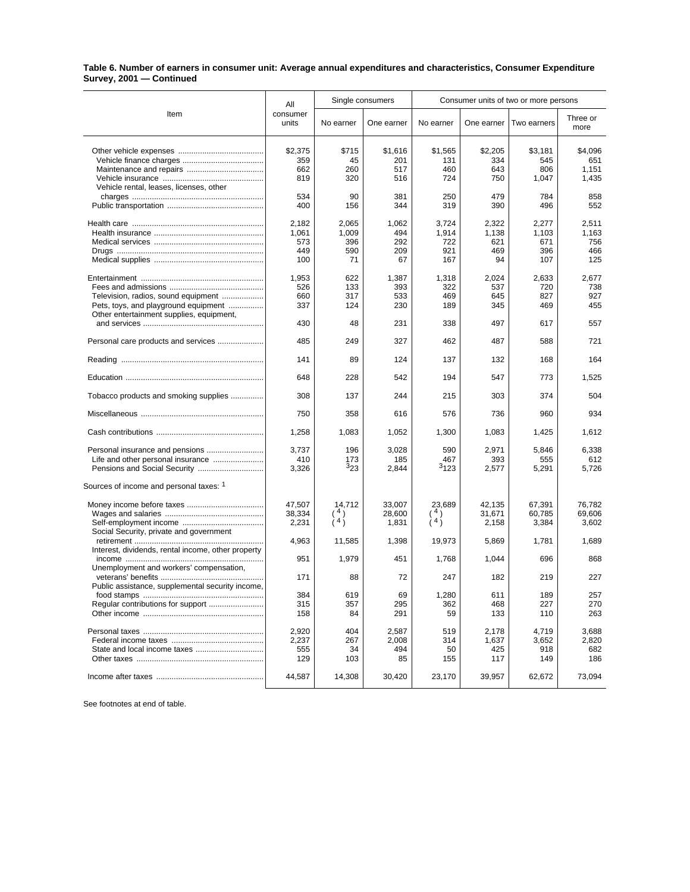**Table 6. Number of earners in consumer unit: Average annual expenditures and characteristics, Consumer Expenditure Survey, 2001 — Continued**

| Item | All consumer units | Single consumers | | Consumer units of two or more persons | | | |
|---|---|---|---|---|---|---|---|
| | | No earner | One earner | No earner | One earner | Two earners | Three or more |
| Other vehicle expenses | $2,375 | $715 | $1,616 | $1,565 | $2,205 | $3,181 | $4,096 |
| Vehicle finance charges | 359 | 45 | 201 | 131 | 334 | 545 | 651 |
| Maintenance and repairs | 662 | 260 | 517 | 460 | 643 | 806 | 1,151 |
| Vehicle insurance | 819 | 320 | 516 | 724 | 750 | 1,047 | 1,435 |
| Vehicle rental, leases, licenses, other charges | 534 | 90 | 381 | 250 | 479 | 784 | 858 |
| Public transportation | 400 | 156 | 344 | 319 | 390 | 496 | 552 |
| Health care | 2,182 | 2,065 | 1,062 | 3,724 | 2,322 | 2,277 | 2,511 |
| Health insurance | 1,061 | 1,009 | 494 | 1,914 | 1,138 | 1,103 | 1,163 |
| Medical services | 573 | 396 | 292 | 722 | 621 | 671 | 756 |
| Drugs | 449 | 590 | 209 | 921 | 469 | 396 | 466 |
| Medical supplies | 100 | 71 | 67 | 167 | 94 | 107 | 125 |
| Entertainment | 1,953 | 622 | 1,387 | 1,318 | 2,024 | 2,633 | 2,677 |
| Fees and admissions | 526 | 133 | 393 | 322 | 537 | 720 | 738 |
| Television, radios, sound equipment | 660 | 317 | 533 | 469 | 645 | 827 | 927 |
| Pets, toys, and playground equipment | 337 | 124 | 230 | 189 | 345 | 469 | 455 |
| Other entertainment supplies, equipment, and services | 430 | 48 | 231 | 338 | 497 | 617 | 557 |
| Personal care products and services | 485 | 249 | 327 | 462 | 487 | 588 | 721 |
| Reading | 141 | 89 | 124 | 137 | 132 | 168 | 164 |
| Education | 648 | 228 | 542 | 194 | 547 | 773 | 1,525 |
| Tobacco products and smoking supplies | 308 | 137 | 244 | 215 | 303 | 374 | 504 |
| Miscellaneous | 750 | 358 | 616 | 576 | 736 | 960 | 934 |
| Cash contributions | 1,258 | 1,083 | 1,052 | 1,300 | 1,083 | 1,425 | 1,612 |
| Personal insurance and pensions | 3,737 | 196 | 3,028 | 590 | 2,971 | 5,846 | 6,338 |
| Life and other personal insurance | 410 | 173 | 185 | 467 | 393 | 555 | 612 |
| Pensions and Social Security | 3,326 | [3]23 | 2,844 | [3]123 | 2,577 | 5,291 | 5,726 |
| Sources of income and personal taxes: [1] | | | | | | | |
| Money income before taxes | 47,507 | 14,712 | 33,007 | 23,689 | 42,135 | 67,391 | 76,782 |
| Wages and salaries | 38,334 | ([4]) | 28,600 | ([4]) | 31,671 | 60,785 | 69,606 |
| Self-employment income | 2,231 | ([4]) | 1,831 | ([4]) | 2,158 | 3,384 | 3,602 |
| Social Security, private and government retirement | 4,963 | 11,585 | 1,398 | 19,973 | 5,869 | 1,781 | 1,689 |
| Interest, dividends, rental income, other property income | 951 | 1,979 | 451 | 1,768 | 1,044 | 696 | 868 |
| Unemployment and workers' compensation, veterans' benefits | 171 | 88 | 72 | 247 | 182 | 219 | 227 |
| Public assistance, supplemental security income, food stamps | 384 | 619 | 69 | 1,280 | 611 | 189 | 257 |
| Regular contributions for support | 315 | 357 | 295 | 362 | 468 | 227 | 270 |
| Other income | 158 | 84 | 291 | 59 | 133 | 110 | 263 |
| Personal taxes | 2,920 | 404 | 2,587 | 519 | 2,178 | 4,719 | 3,688 |
| Federal income taxes | 2,237 | 267 | 2,008 | 314 | 1,637 | 3,652 | 2,820 |
| State and local income taxes | 555 | 34 | 494 | 50 | 425 | 918 | 682 |
| Other taxes | 129 | 103 | 85 | 155 | 117 | 149 | 186 |
| Income after taxes | 44,587 | 14,308 | 30,420 | 23,170 | 39,957 | 62,672 | 73,094 |

See footnotes at end of table.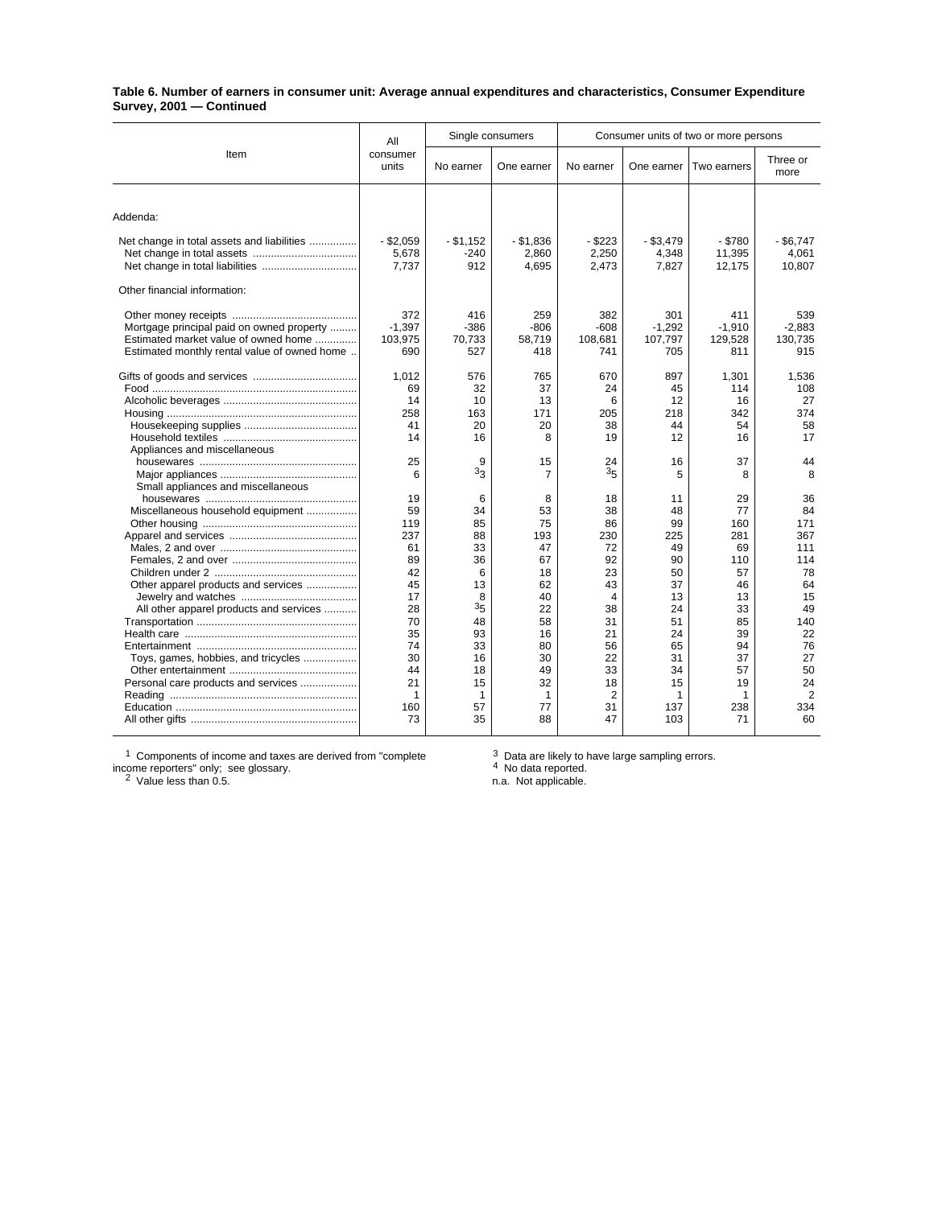**Table 6. Number of earners in consumer unit: Average annual expenditures and characteristics, Consumer Expenditure Survey, 2001 — Continued**

| Item | All consumer units | Single consumers | | Consumer units of two or more persons | | | |
|---|---|---|---|---|---|---|---|
| | | No earner | One earner | No earner | One earner | Two earners | Three or more |
| Addenda: | | | | | | | |
| Net change in total assets and liabilities | - $2,059 | - $1,152 | - $1,836 | - $223 | - $3,479 | - $780 | - $6,747 |
| Net change in total assets | 5,678 | -240 | 2,860 | 2,250 | 4,348 | 11,395 | 4,061 |
| Net change in total liabilities | 7,737 | 912 | 4,695 | 2,473 | 7,827 | 12,175 | 10,807 |
| Other financial information: | | | | | | | |
| Other money receipts | 372 | 416 | 259 | 382 | 301 | 411 | 539 |
| Mortgage principal paid on owned property | -1,397 | -386 | -806 | -608 | -1,292 | -1,910 | -2,883 |
| Estimated market value of owned home | 103,975 | 70,733 | 58,719 | 108,681 | 107,797 | 129,528 | 130,735 |
| Estimated monthly rental value of owned home | 690 | 527 | 418 | 741 | 705 | 811 | 915 |
| Gifts of goods and services | 1,012 | 576 | 765 | 670 | 897 | 1,301 | 1,536 |
| Food | 69 | 32 | 37 | 24 | 45 | 114 | 108 |
| Alcoholic beverages | 14 | 10 | 13 | 6 | 12 | 16 | 27 |
| Housing | 258 | 163 | 171 | 205 | 218 | 342 | 374 |
| Housekeeping supplies | 41 | 20 | 20 | 38 | 44 | 54 | 58 |
| Household textiles | 14 | 16 | 8 | 19 | 12 | 16 | 17 |
| Appliances and miscellaneous housewares | 25 | 9 | 15 | 24 | 16 | 37 | 44 |
| Major appliances | 6 | [3]3 | 7 | [3]5 | 5 | 8 | 8 |
| Small appliances and miscellaneous housewares | 19 | 6 | 8 | 18 | 11 | 29 | 36 |
| Miscellaneous household equipment | 59 | 34 | 53 | 38 | 48 | 77 | 84 |
| Other housing | 119 | 85 | 75 | 86 | 99 | 160 | 171 |
| Apparel and services | 237 | 88 | 193 | 230 | 225 | 281 | 367 |
| Males, 2 and over | 61 | 33 | 47 | 72 | 49 | 69 | 111 |
| Females, 2 and over | 89 | 36 | 67 | 92 | 90 | 110 | 114 |
| Children under 2 | 42 | 6 | 18 | 23 | 50 | 57 | 78 |
| Other apparel products and services | 45 | 13 | 62 | 43 | 37 | 46 | 64 |
| Jewelry and watches | 17 | 8 | 40 | 4 | 13 | 13 | 15 |
| All other apparel products and services | 28 | [3]5 | 22 | 38 | 24 | 33 | 49 |
| Transportation | 70 | 48 | 58 | 31 | 51 | 85 | 140 |
| Health care | 35 | 93 | 16 | 21 | 24 | 39 | 22 |
| Entertainment | 74 | 33 | 80 | 56 | 65 | 94 | 76 |
| Toys, games, hobbies, and tricycles | 30 | 16 | 30 | 22 | 31 | 37 | 27 |
| Other entertainment | 44 | 18 | 49 | 33 | 34 | 57 | 50 |
| Personal care products and services | 21 | 15 | 32 | 18 | 15 | 19 | 24 |
| Reading | 1 | 1 | 1 | 2 | 1 | 1 | 2 |
| Education | 160 | 57 | 77 | 31 | 137 | 238 | 334 |
| All other gifts | 73 | 35 | 88 | 47 | 103 | 71 | 60 |

[1] Components of income and taxes are derived from "complete income reporters" only; see glossary.
[2] Value less than 0.5.
[3] Data are likely to have large sampling errors.
[4] No data reported.
n.a. Not applicable.